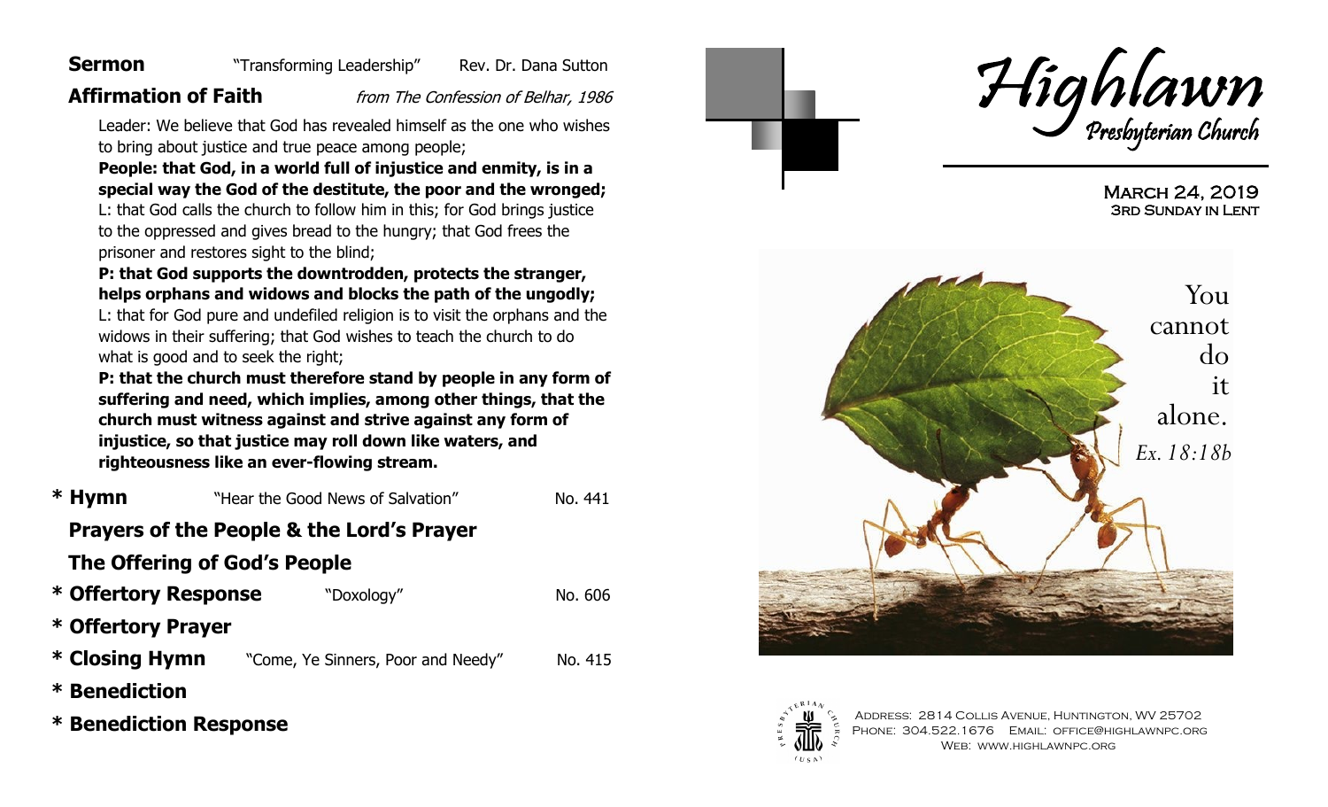**Sermon** "Transforming Leadership" Rev. Dr. Dana Sutton

**Affirmation of Faith** *from The Confession of Belhar, 1986*

Leader: We believe that God has revealed himself as the one who wishes to bring about justice and true peace among people;

**People: that God, in a world full of injustice and enmity, is in a special way the God of the destitute, the poor and the wronged;**

L: that God calls the church to follow him in this; for God brings justice to the oppressed and gives bread to the hungry; that God frees the prisoner and restores sight to the blind;

**P: that God supports the downtrodden, protects the stranger, helps orphans and widows and blocks the path of the ungodly;**

L: that for God pure and undefiled religion is to visit the orphans and the widows in their suffering; that God wishes to teach the church to do what is good and to seek the right;

**P: that the church must therefore stand by people in any form of suffering and need, which implies, among other things, that the church must witness against and strive against any form of injustice, so that justice may roll down like waters, and righteousness like an ever-flowing stream.**

**\* Hymn** "Hear the Good News of Salvation" No. 441

**Prayers of the People & the Lord's Prayer**

**The Offering of God's People**

**\* Offertory Response** "Doxology" No. 606

**\* Offertory Prayer**

**\* Closing Hymn** "Come, Ye Sinners, Poor and Needy" No. 415

**\* Benediction**

**\* Benediction Response**

# Highlawn
## Presbyterian Church

March 24, 2019
3rd Sunday in Lent

You cannot do it alone.
*Ex. 18:18b*

Address: 2814 Collis Avenue, Huntington, WV 25702
Phone: 304.522.1676 Email: office@highlawnpc.org
Web: www.highlawnpc.org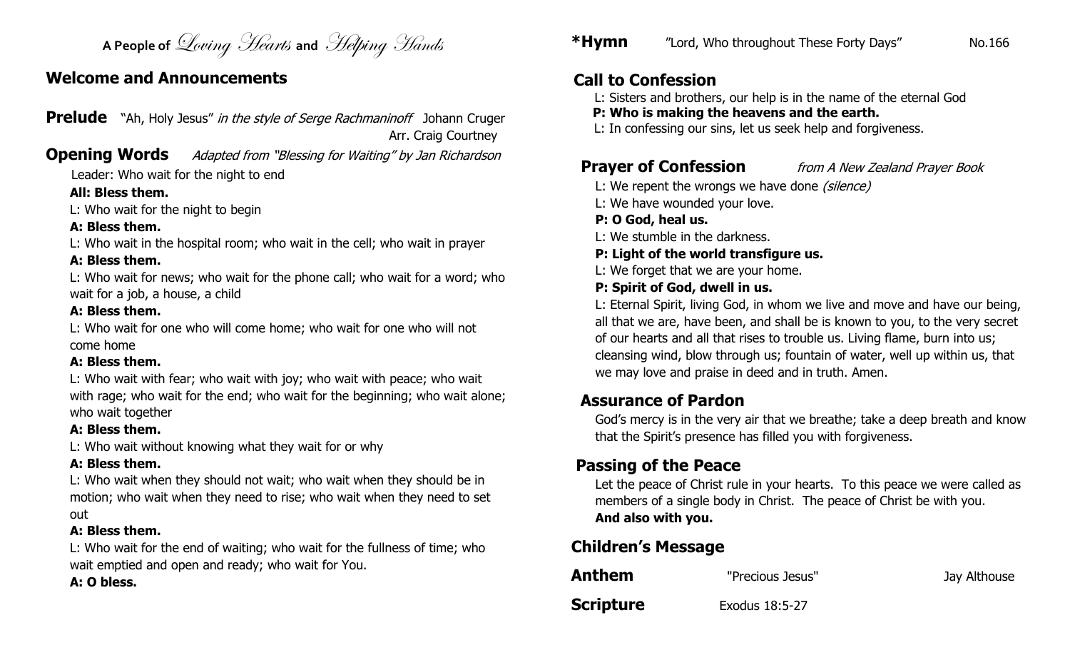A People of *Loving Hearts* and *Helping Hands*

## Welcome and Announcements

**Prelude** "Ah, Holy Jesus" *in the style of Serge Rachmaninoff* Johann Cruger
Arr. Craig Courtney

**Opening Words** *Adapted from "Blessing for Waiting" by Jan Richardson*

Leader: Who wait for the night to end

**All: Bless them.**

L: Who wait for the night to begin

**A: Bless them.**

L: Who wait in the hospital room; who wait in the cell; who wait in prayer

**A: Bless them.**

L: Who wait for news; who wait for the phone call; who wait for a word; who wait for a job, a house, a child

**A: Bless them.**

L: Who wait for one who will come home; who wait for one who will not come home

**A: Bless them.**

L: Who wait with fear; who wait with joy; who wait with peace; who wait with rage; who wait for the end; who wait for the beginning; who wait alone; who wait together

**A: Bless them.**

L: Who wait without knowing what they wait for or why

**A: Bless them.**

L: Who wait when they should not wait; who wait when they should be in motion; who wait when they need to rise; who wait when they need to set out

**A: Bless them.**

L: Who wait for the end of waiting; who wait for the fullness of time; who wait emptied and open and ready; who wait for You.

**A: O bless.**

**\*Hymn** "Lord, Who throughout These Forty Days" No.166

## Call to Confession

L: Sisters and brothers, our help is in the name of the eternal God

**P: Who is making the heavens and the earth.**

L: In confessing our sins, let us seek help and forgiveness.

**Prayer of Confession** *from A New Zealand Prayer Book*

L: We repent the wrongs we have done *(silence)*

L: We have wounded your love.

**P: O God, heal us.**

L: We stumble in the darkness.

**P: Light of the world transfigure us.**

L: We forget that we are your home.

**P: Spirit of God, dwell in us.**

L: Eternal Spirit, living God, in whom we live and move and have our being, all that we are, have been, and shall be is known to you, to the very secret of our hearts and all that rises to trouble us. Living flame, burn into us; cleansing wind, blow through us; fountain of water, well up within us, that we may love and praise in deed and in truth. Amen.

## Assurance of Pardon

God's mercy is in the very air that we breathe; take a deep breath and know that the Spirit's presence has filled you with forgiveness.

## Passing of the Peace

Let the peace of Christ rule in your hearts. To this peace we were called as members of a single body in Christ. The peace of Christ be with you.
**And also with you.**

## Children's Message

**Anthem** "Precious Jesus" Jay Althouse

**Scripture** Exodus 18:5-27